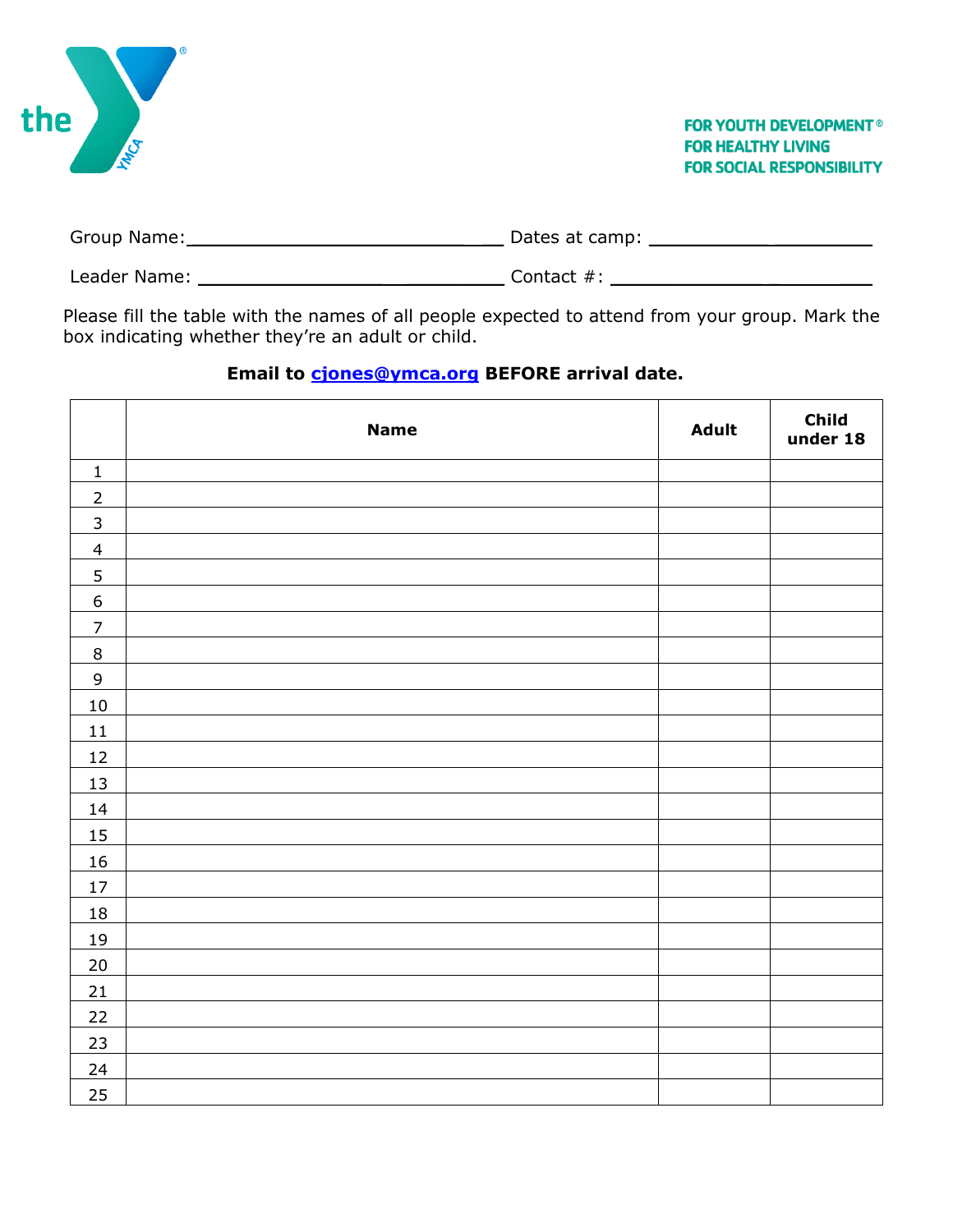the YMCA

FOR YOUTH DEVELOPMENT®
FOR HEALTHY LIVING
FOR SOCIAL RESPONSIBILITY

Group Name:_____________________________ Dates at camp: ____________________

Leader Name: ____________________________ Contact #: ________________________

Please fill the table with the names of all people expected to attend from your group. Mark the box indicating whether they're an adult or child.

**Email to cjones@ymca.org BEFORE arrival date.**

| | Name | Adult | Child under 18 |
|---|---|---|---|
| 1 | | | |
| 2 | | | |
| 3 | | | |
| 4 | | | |
| 5 | | | |
| 6 | | | |
| 7 | | | |
| 8 | | | |
| 9 | | | |
| 10 | | | |
| 11 | | | |
| 12 | | | |
| 13 | | | |
| 14 | | | |
| 15 | | | |
| 16 | | | |
| 17 | | | |
| 18 | | | |
| 19 | | | |
| 20 | | | |
| 21 | | | |
| 22 | | | |
| 23 | | | |
| 24 | | | |
| 25 | | | |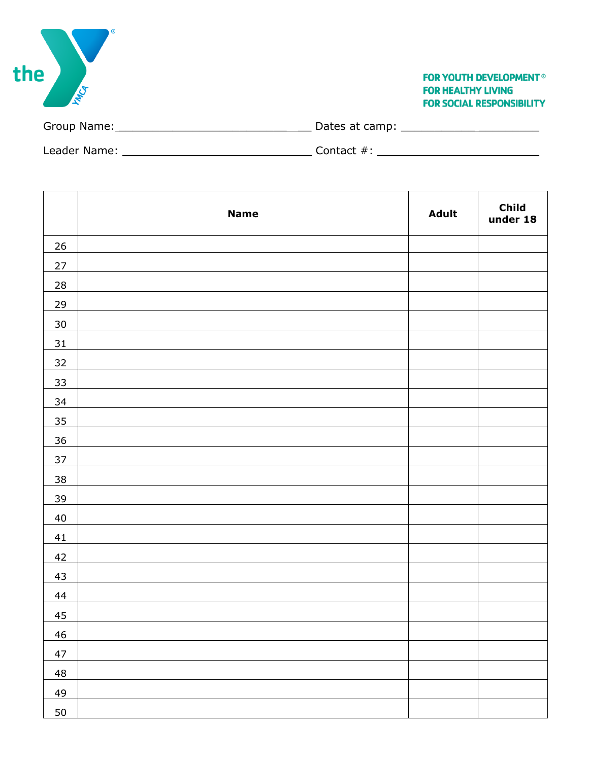FOR YOUTH DEVELOPMENT®
FOR HEALTHY LIVING
FOR SOCIAL RESPONSIBILITY

Group Name:_______________________________ Dates at camp: ______________________

Leader Name: ______________________________ Contact #: __________________________

| | Name | Adult | Child under 18 |
|---|---|---|---|
| 26 | | | |
| 27 | | | |
| 28 | | | |
| 29 | | | |
| 30 | | | |
| 31 | | | |
| 32 | | | |
| 33 | | | |
| 34 | | | |
| 35 | | | |
| 36 | | | |
| 37 | | | |
| 38 | | | |
| 39 | | | |
| 40 | | | |
| 41 | | | |
| 42 | | | |
| 43 | | | |
| 44 | | | |
| 45 | | | |
| 46 | | | |
| 47 | | | |
| 48 | | | |
| 49 | | | |
| 50 | | | |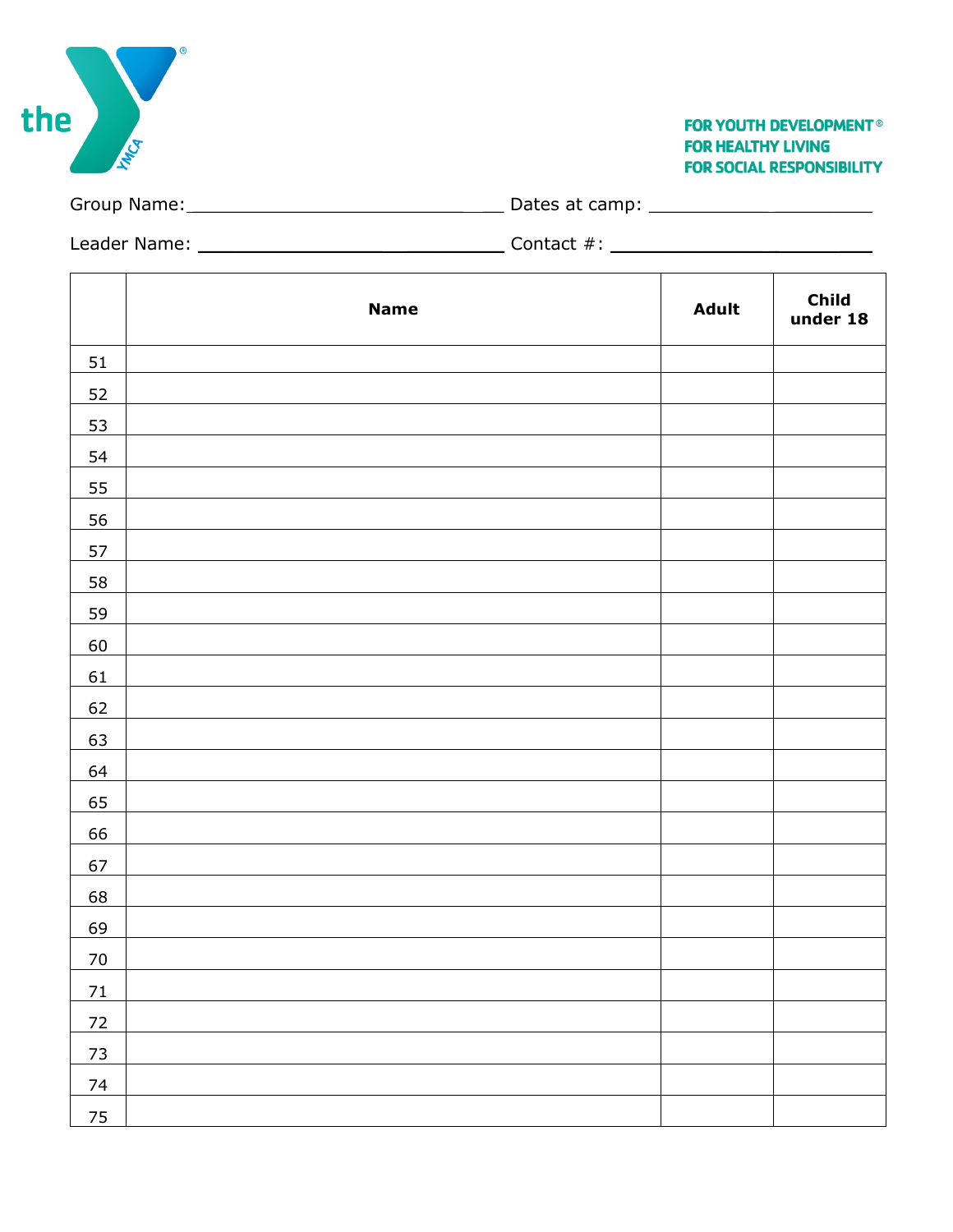the YMCA

FOR YOUTH DEVELOPMENT®
FOR HEALTHY LIVING
FOR SOCIAL RESPONSIBILITY

Group Name:______________________________ Dates at camp: _____________________

Leader Name: ____________________________ Contact #: __________________________

| | Name | Adult | Child under 18 |
|---|---|---|---|
| 51 | | | |
| 52 | | | |
| 53 | | | |
| 54 | | | |
| 55 | | | |
| 56 | | | |
| 57 | | | |
| 58 | | | |
| 59 | | | |
| 60 | | | |
| 61 | | | |
| 62 | | | |
| 63 | | | |
| 64 | | | |
| 65 | | | |
| 66 | | | |
| 67 | | | |
| 68 | | | |
| 69 | | | |
| 70 | | | |
| 71 | | | |
| 72 | | | |
| 73 | | | |
| 74 | | | |
| 75 | | | |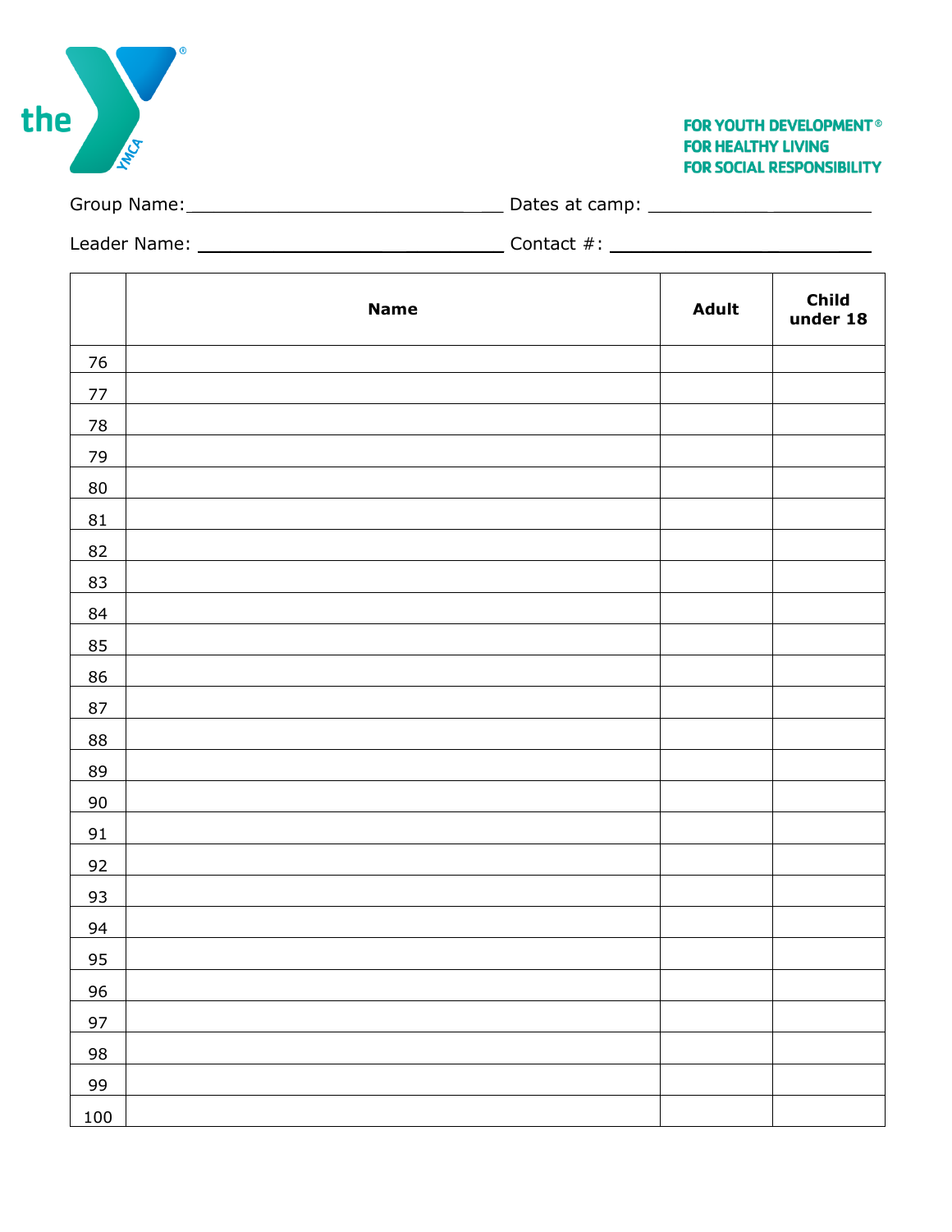FOR YOUTH DEVELOPMENT®
FOR HEALTHY LIVING
FOR SOCIAL RESPONSIBILITY

Group Name:_______________________________ Dates at camp: _____________________

Leader Name: _____________________________ Contact #: _________________________

| | Name | Adult | Child under 18 |
|---|---|---|---|
| 76 | | | |
| 77 | | | |
| 78 | | | |
| 79 | | | |
| 80 | | | |
| 81 | | | |
| 82 | | | |
| 83 | | | |
| 84 | | | |
| 85 | | | |
| 86 | | | |
| 87 | | | |
| 88 | | | |
| 89 | | | |
| 90 | | | |
| 91 | | | |
| 92 | | | |
| 93 | | | |
| 94 | | | |
| 95 | | | |
| 96 | | | |
| 97 | | | |
| 98 | | | |
| 99 | | | |
| 100 | | | |